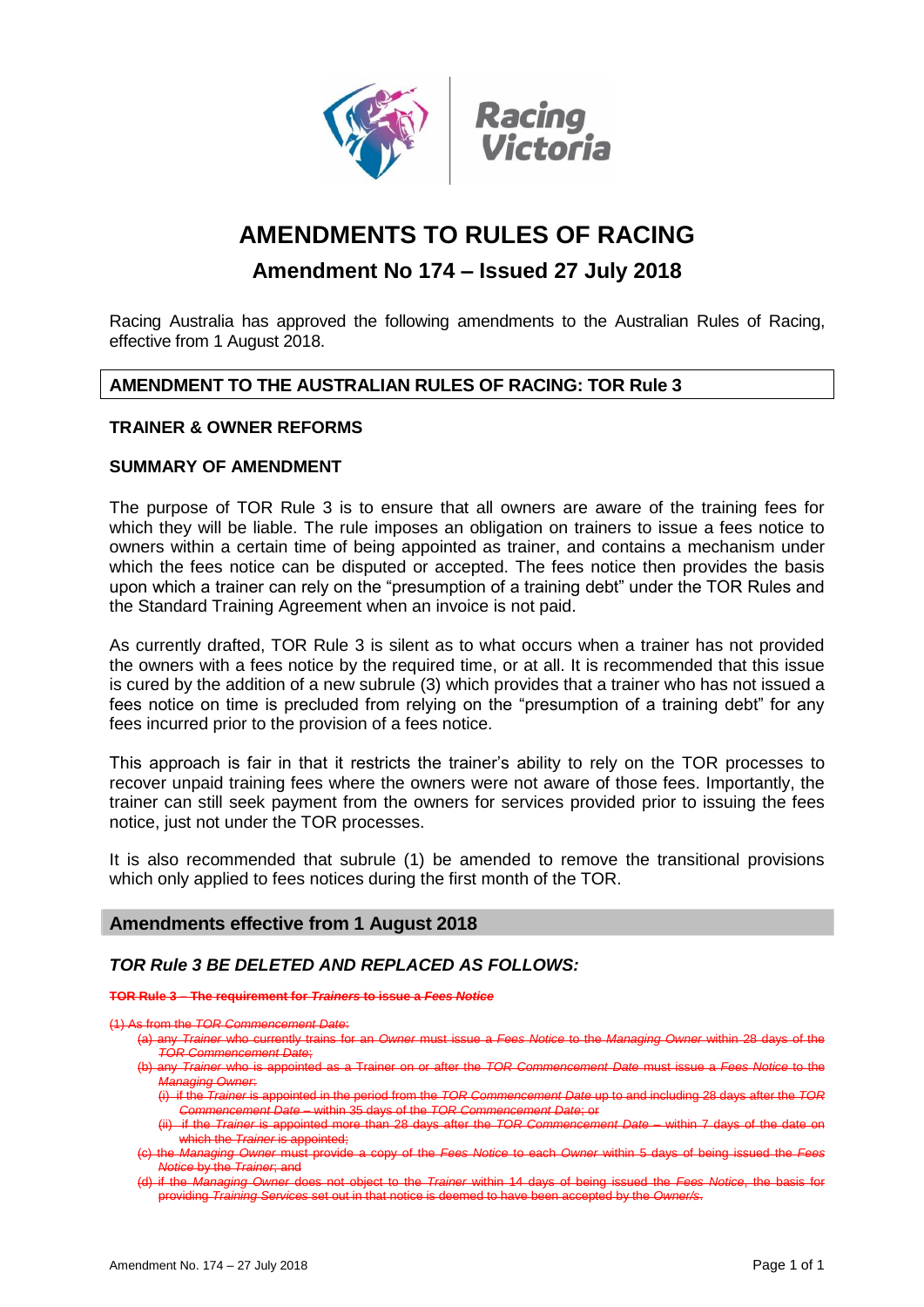# AMENDMENTS TO RULES OF RACING

## Amendment No 174 – Issued 27 July 2018

Racing Australia has approved the following amendments to the Australian Rules of Racing, effective from 1 August 2018.

### AMENDMENT TO THE AUSTRALIAN RULES OF RACING: TOR Rule 3

**TRAINER & OWNER REFORMS**

**SUMMARY OF AMENDMENT**

The purpose of TOR Rule 3 is to ensure that all owners are aware of the training fees for which they will be liable. The rule imposes an obligation on trainers to issue a fees notice to owners within a certain time of being appointed as trainer, and contains a mechanism under which the fees notice can be disputed or accepted. The fees notice then provides the basis upon which a trainer can rely on the "presumption of a training debt" under the TOR Rules and the Standard Training Agreement when an invoice is not paid.

As currently drafted, TOR Rule 3 is silent as to what occurs when a trainer has not provided the owners with a fees notice by the required time, or at all. It is recommended that this issue is cured by the addition of a new subrule (3) which provides that a trainer who has not issued a fees notice on time is precluded from relying on the "presumption of a training debt" for any fees incurred prior to the provision of a fees notice.

This approach is fair in that it restricts the trainer's ability to rely on the TOR processes to recover unpaid training fees where the owners were not aware of those fees. Importantly, the trainer can still seek payment from the owners for services provided prior to issuing the fees notice, just not under the TOR processes.

It is also recommended that subrule (1) be amended to remove the transitional provisions which only applied to fees notices during the first month of the TOR.

### Amendments effective from 1 August 2018

### *TOR Rule 3 BE DELETED AND REPLACED AS FOLLOWS:*

~~**TOR Rule 3 – The requirement for *Trainers* to issue a *Fees Notice***~~

~~(1) As from the *TOR Commencement Date*:~~

- ~~(a) any *Trainer* who currently trains for an *Owner* must issue a *Fees Notice* to the *Managing Owner* within 28 days of the *TOR Commencement Date*;~~
- ~~(b) any *Trainer* who is appointed as a Trainer on or after the *TOR Commencement Date* must issue a *Fees Notice* to the *Managing Owner*:~~
  - ~~(i) if the *Trainer* is appointed in the period from the *TOR Commencement Date* up to and including 28 days after the *TOR Commencement Date* – within 35 days of the *TOR Commencement Date*; or~~
  - ~~(ii) if the *Trainer* is appointed more than 28 days after the *TOR Commencement Date* – within 7 days of the date on which the *Trainer* is appointed;~~
- ~~(c) the *Managing Owner* must provide a copy of the *Fees Notice* to each *Owner* within 5 days of being issued the *Fees Notice* by the *Trainer*; and~~
- ~~(d) if the *Managing Owner* does not object to the *Trainer* within 14 days of being issued the *Fees Notice*, the basis for providing *Training Services* set out in that notice is deemed to have been accepted by the *Owner/s*.~~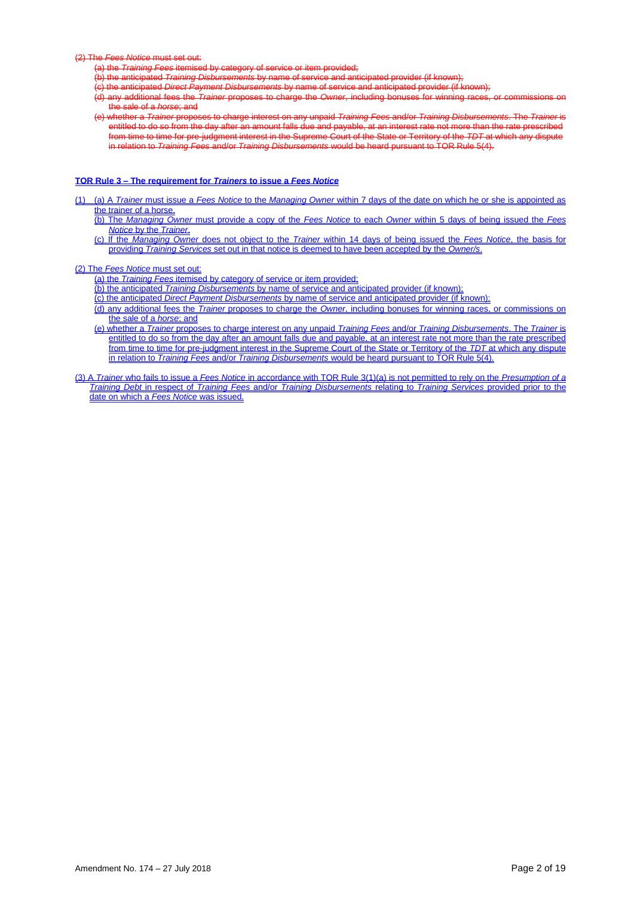~~(2) The *Fees Notice* must set out:~~

~~(a) the *Training Fees* itemised by category of service or item provided;~~

~~(b) the anticipated *Training Disbursements* by name of service and anticipated provider (if known);~~

~~(c) the anticipated *Direct Payment Disbursements* by name of service and anticipated provider (if known);~~

~~(d) any additional fees the *Trainer* proposes to charge the *Owner*, including bonuses for winning races, or commissions on the sale of a *horse*; and~~

~~(e) whether a *Trainer* proposes to charge interest on any unpaid *Training Fees* and/or *Training Disbursements*. The *Trainer* is entitled to do so from the day after an amount falls due and payable, at an interest rate not more than the rate prescribed from time to time for pre-judgment interest in the Supreme Court of the State or Territory of the *TDT* at which any dispute in relation to *Training Fees* and/or *Training Disbursements* would be heard pursuant to TOR Rule 5(4).~~

**TOR Rule 3 – The requirement for *Trainers* to issue a *Fees Notice***

(1) (a) A *Trainer* must issue a *Fees Notice* to the *Managing Owner* within 7 days of the date on which he or she is appointed as the trainer of a horse.

(b) The *Managing Owner* must provide a copy of the *Fees Notice* to each *Owner* within 5 days of being issued the *Fees Notice* by the *Trainer*.

(c) If the *Managing Owner* does not object to the *Trainer* within 14 days of being issued the *Fees Notice*, the basis for providing *Training Services* set out in that notice is deemed to have been accepted by the *Owner/s*.

(2) The *Fees Notice* must set out:

(a) the *Training Fees* itemised by category of service or item provided;

(b) the anticipated *Training Disbursements* by name of service and anticipated provider (if known);

(c) the anticipated *Direct Payment Disbursements* by name of service and anticipated provider (if known);

(d) any additional fees the *Trainer* proposes to charge the *Owner*, including bonuses for winning races, or commissions on the sale of a *horse*; and

(e) whether a *Trainer* proposes to charge interest on any unpaid *Training Fees* and/or *Training Disbursements*. The *Trainer* is entitled to do so from the day after an amount falls due and payable, at an interest rate not more than the rate prescribed from time to time for pre-judgment interest in the Supreme Court of the State or Territory of the *TDT* at which any dispute in relation to *Training Fees* and/or *Training Disbursements* would be heard pursuant to TOR Rule 5(4).

(3) A *Trainer* who fails to issue a *Fees Notice* in accordance with TOR Rule 3(1)(a) is not permitted to rely on the *Presumption of a Training Debt* in respect of *Training Fees* and/or *Training Disbursements* relating to *Training Services* provided prior to the date on which a *Fees Notice* was issued.

Amendment No. 174 – 27 July 2018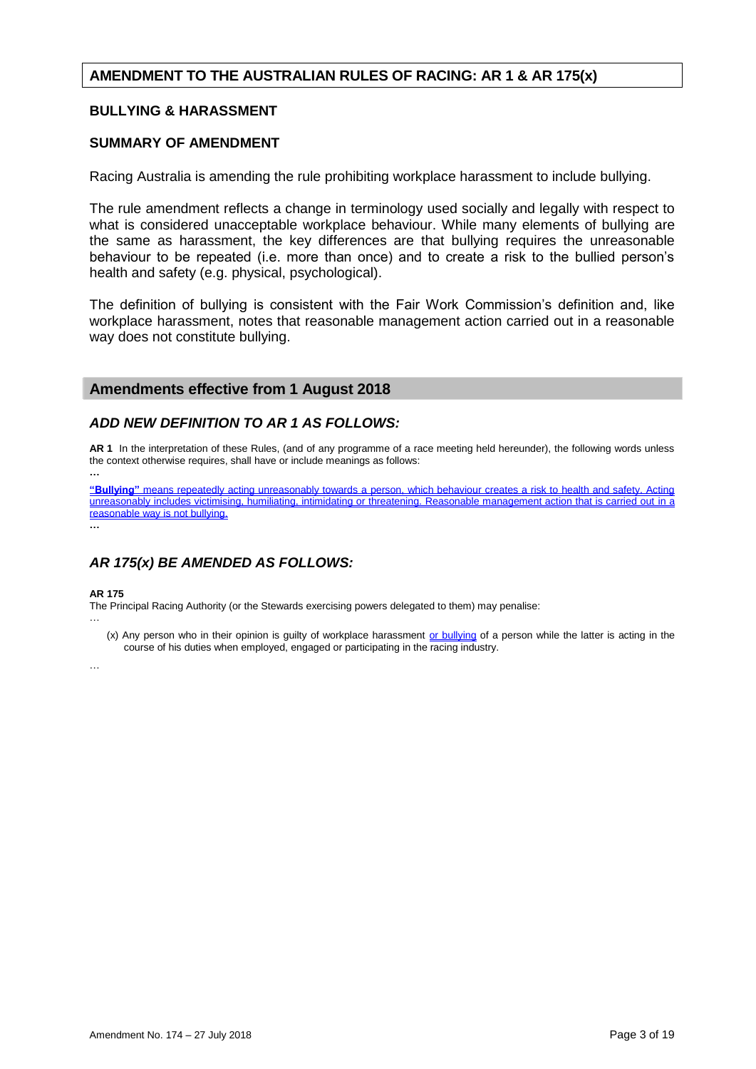## AMENDMENT TO THE AUSTRALIAN RULES OF RACING: AR 1 & AR 175(x)

### BULLYING & HARASSMENT

### SUMMARY OF AMENDMENT

Racing Australia is amending the rule prohibiting workplace harassment to include bullying.

The rule amendment reflects a change in terminology used socially and legally with respect to what is considered unacceptable workplace behaviour. While many elements of bullying are the same as harassment, the key differences are that bullying requires the unreasonable behaviour to be repeated (i.e. more than once) and to create a risk to the bullied person's health and safety (e.g. physical, psychological).

The definition of bullying is consistent with the Fair Work Commission's definition and, like workplace harassment, notes that reasonable management action carried out in a reasonable way does not constitute bullying.

## Amendments effective from 1 August 2018

### *ADD NEW DEFINITION TO AR 1 AS FOLLOWS:*

**AR 1** In the interpretation of these Rules, (and of any programme of a race meeting held hereunder), the following words unless the context otherwise requires, shall have or include meanings as follows:

**…**

<u>**"Bullying"** means repeatedly acting unreasonably towards a person, which behaviour creates a risk to health and safety. Acting unreasonably includes victimising, humiliating, intimidating or threatening. Reasonable management action that is carried out in a reasonable way is not bullying.</u>

**…**

### *AR 175(x) BE AMENDED AS FOLLOWS:*

**AR 175**

The Principal Racing Authority (or the Stewards exercising powers delegated to them) may penalise:

…

(x) Any person who in their opinion is guilty of workplace harassment <u>or bullying</u> of a person while the latter is acting in the course of his duties when employed, engaged or participating in the racing industry.

…

Amendment No. 174 – 27 July 2018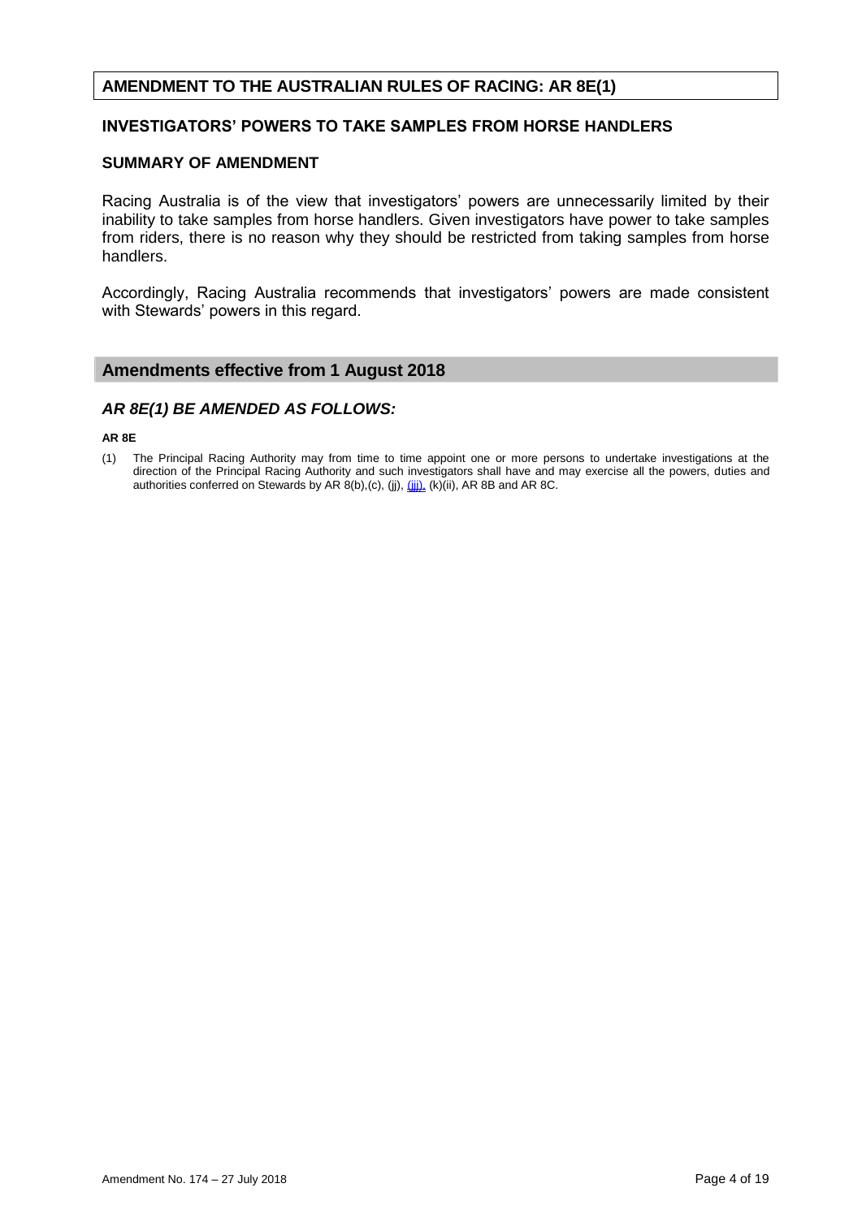## AMENDMENT TO THE AUSTRALIAN RULES OF RACING: AR 8E(1)

### INVESTIGATORS' POWERS TO TAKE SAMPLES FROM HORSE HANDLERS

### SUMMARY OF AMENDMENT

Racing Australia is of the view that investigators' powers are unnecessarily limited by their inability to take samples from horse handlers. Given investigators have power to take samples from riders, there is no reason why they should be restricted from taking samples from horse handlers.

Accordingly, Racing Australia recommends that investigators' powers are made consistent with Stewards' powers in this regard.

## Amendments effective from 1 August 2018

### *AR 8E(1) BE AMENDED AS FOLLOWS:*

**AR 8E**

(1) The Principal Racing Authority may from time to time appoint one or more persons to undertake investigations at the direction of the Principal Racing Authority and such investigators shall have and may exercise all the powers, duties and authorities conferred on Stewards by AR 8(b),(c), (jj), (jjj), (k)(ii), AR 8B and AR 8C.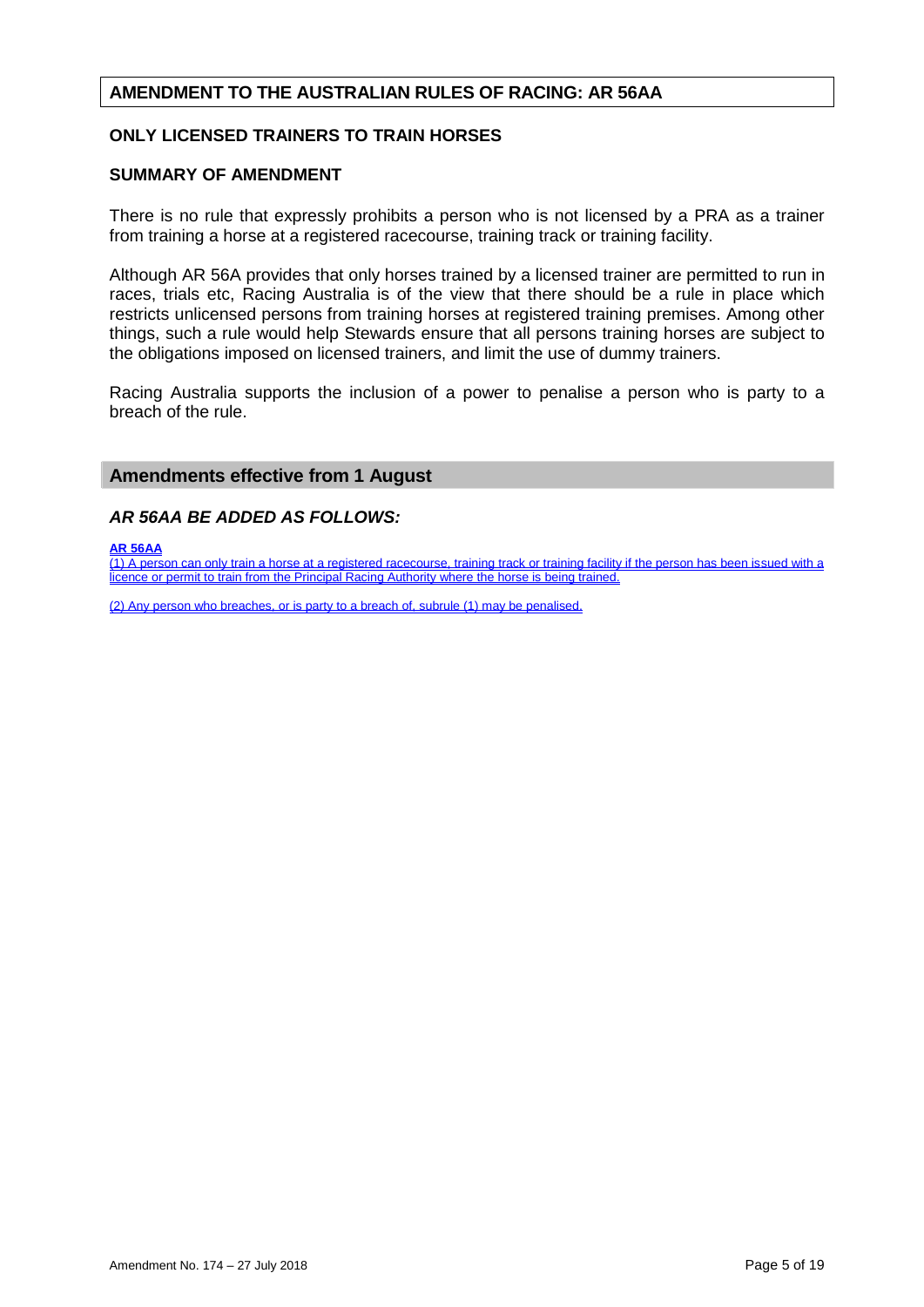## AMENDMENT TO THE AUSTRALIAN RULES OF RACING: AR 56AA

### ONLY LICENSED TRAINERS TO TRAIN HORSES

### SUMMARY OF AMENDMENT

There is no rule that expressly prohibits a person who is not licensed by a PRA as a trainer from training a horse at a registered racecourse, training track or training facility.

Although AR 56A provides that only horses trained by a licensed trainer are permitted to run in races, trials etc, Racing Australia is of the view that there should be a rule in place which restricts unlicensed persons from training horses at registered training premises. Among other things, such a rule would help Stewards ensure that all persons training horses are subject to the obligations imposed on licensed trainers, and limit the use of dummy trainers.

Racing Australia supports the inclusion of a power to penalise a person who is party to a breach of the rule.

## Amendments effective from 1 August

### *AR 56AA BE ADDED AS FOLLOWS:*

**AR 56AA**

(1) A person can only train a horse at a registered racecourse, training track or training facility if the person has been issued with a licence or permit to train from the Principal Racing Authority where the horse is being trained.

(2) Any person who breaches, or is party to a breach of, subrule (1) may be penalised.

Amendment No. 174 – 27 July 2018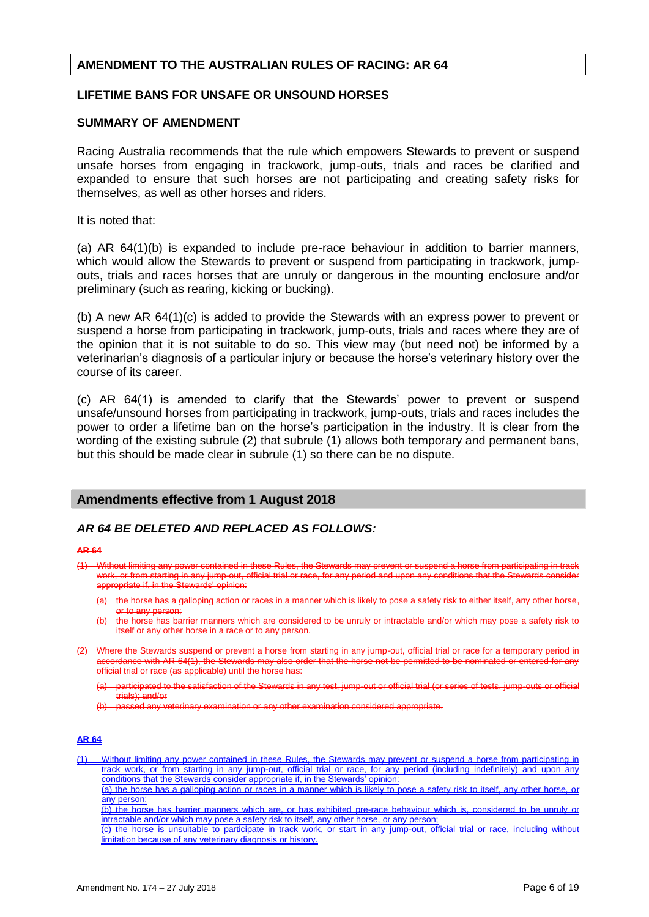**AMENDMENT TO THE AUSTRALIAN RULES OF RACING: AR 64**

**LIFETIME BANS FOR UNSAFE OR UNSOUND HORSES**

**SUMMARY OF AMENDMENT**

Racing Australia recommends that the rule which empowers Stewards to prevent or suspend unsafe horses from engaging in trackwork, jump-outs, trials and races be clarified and expanded to ensure that such horses are not participating and creating safety risks for themselves, as well as other horses and riders.

It is noted that:

(a) AR 64(1)(b) is expanded to include pre-race behaviour in addition to barrier manners, which would allow the Stewards to prevent or suspend from participating in trackwork, jump-outs, trials and races horses that are unruly or dangerous in the mounting enclosure and/or preliminary (such as rearing, kicking or bucking).

(b) A new AR 64(1)(c) is added to provide the Stewards with an express power to prevent or suspend a horse from participating in trackwork, jump-outs, trials and races where they are of the opinion that it is not suitable to do so. This view may (but need not) be informed by a veterinarian's diagnosis of a particular injury or because the horse's veterinary history over the course of its career.

(c) AR 64(1) is amended to clarify that the Stewards' power to prevent or suspend unsafe/unsound horses from participating in trackwork, jump-outs, trials and races includes the power to order a lifetime ban on the horse's participation in the industry. It is clear from the wording of the existing subrule (2) that subrule (1) allows both temporary and permanent bans, but this should be made clear in subrule (1) so there can be no dispute.

## Amendments effective from 1 August 2018

### *AR 64 BE DELETED AND REPLACED AS FOLLOWS:*

~~**AR 64**~~

~~(1) Without limiting any power contained in these Rules, the Stewards may prevent or suspend a horse from participating in track work, or from starting in any jump-out, official trial or race, for any period and upon any conditions that the Stewards consider appropriate if, in the Stewards' opinion:~~

- ~~(a) the horse has a galloping action or races in a manner which is likely to pose a safety risk to either itself, any other horse, or to any person;~~
- ~~(b) the horse has barrier manners which are considered to be unruly or intractable and/or which may pose a safety risk to itself or any other horse in a race or to any person.~~

~~(2) Where the Stewards suspend or prevent a horse from starting in any jump-out, official trial or race for a temporary period in accordance with AR 64(1), the Stewards may also order that the horse not be permitted to be nominated or entered for any official trial or race (as applicable) until the horse has:~~

- ~~(a) participated to the satisfaction of the Stewards in any test, jump-out or official trial (or series of tests, jump-outs or official trials); and/or~~
- ~~(b) passed any veterinary examination or any other examination considered appropriate.~~

<u>**AR 64**</u>

<u>(1) Without limiting any power contained in these Rules, the Stewards may prevent or suspend a horse from participating in track work, or from starting in any jump-out, official trial or race, for any period (including indefinitely) and upon any conditions that the Stewards consider appropriate if, in the Stewards' opinion:</u>

<u>(a) the horse has a galloping action or races in a manner which is likely to pose a safety risk to itself, any other horse, or any person;</u>

<u>(b) the horse has barrier manners which are, or has exhibited pre-race behaviour which is, considered to be unruly or intractable and/or which may pose a safety risk to itself, any other horse, or any person;</u>

<u>(c) the horse is unsuitable to participate in track work, or start in any jump-out, official trial or race, including without limitation because of any veterinary diagnosis or history.</u>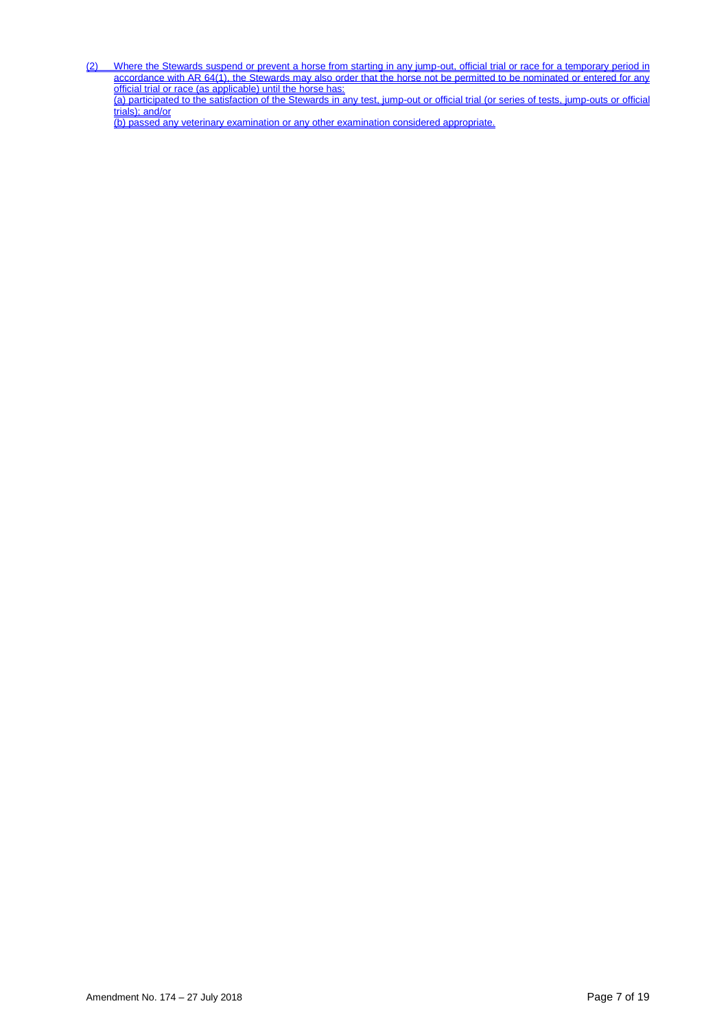(2) Where the Stewards suspend or prevent a horse from starting in any jump-out, official trial or race for a temporary period in accordance with AR 64(1), the Stewards may also order that the horse not be permitted to be nominated or entered for any official trial or race (as applicable) until the horse has:

(a) participated to the satisfaction of the Stewards in any test, jump-out or official trial (or series of tests, jump-outs or official trials); and/or

(b) passed any veterinary examination or any other examination considered appropriate.

Amendment No. 174 – 27 July 2018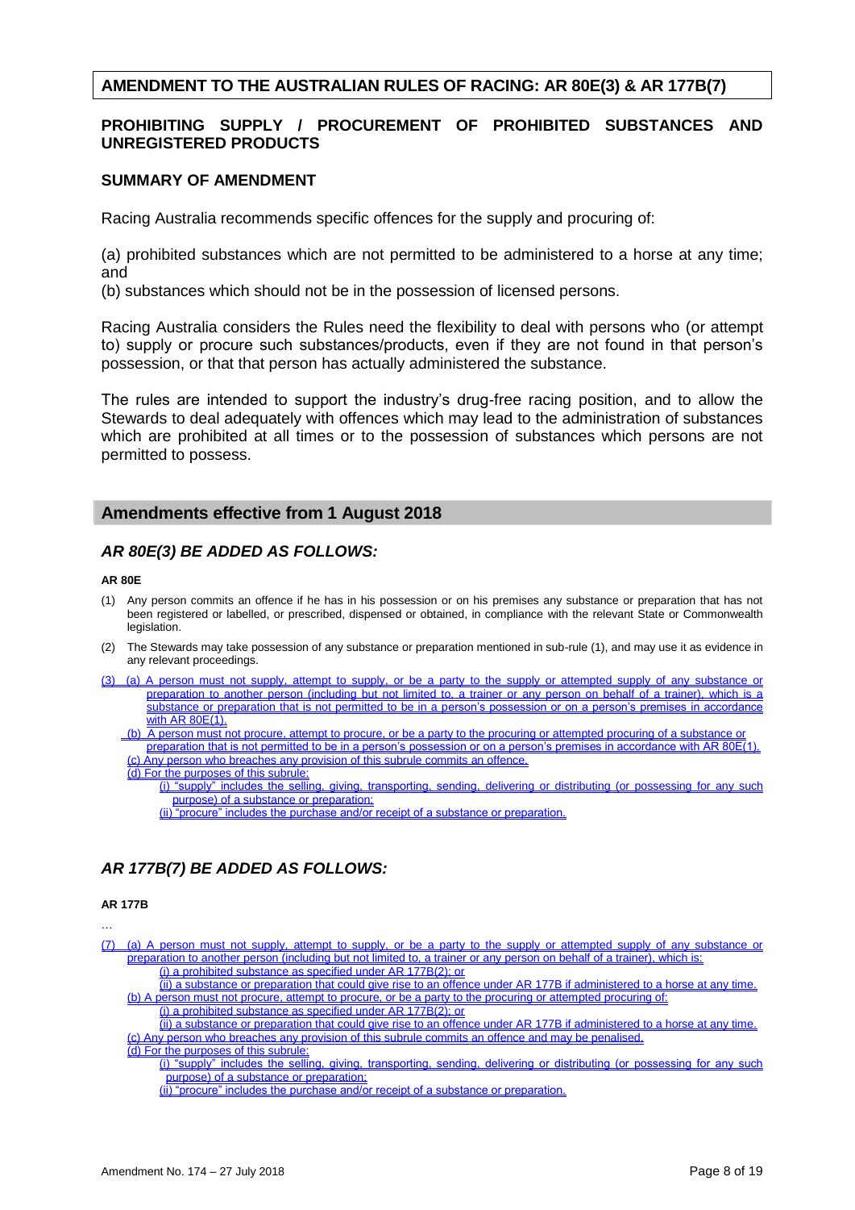## AMENDMENT TO THE AUSTRALIAN RULES OF RACING: AR 80E(3) & AR 177B(7)

### PROHIBITING SUPPLY / PROCUREMENT OF PROHIBITED SUBSTANCES AND UNREGISTERED PRODUCTS

### SUMMARY OF AMENDMENT

Racing Australia recommends specific offences for the supply and procuring of:

(a) prohibited substances which are not permitted to be administered to a horse at any time; and
(b) substances which should not be in the possession of licensed persons.

Racing Australia considers the Rules need the flexibility to deal with persons who (or attempt to) supply or procure such substances/products, even if they are not found in that person's possession, or that that person has actually administered the substance.

The rules are intended to support the industry's drug-free racing position, and to allow the Stewards to deal adequately with offences which may lead to the administration of substances which are prohibited at all times or to the possession of substances which persons are not permitted to possess.

## Amendments effective from 1 August 2018

### *AR 80E(3) BE ADDED AS FOLLOWS:*

**AR 80E**

(1) Any person commits an offence if he has in his possession or on his premises any substance or preparation that has not been registered or labelled, or prescribed, dispensed or obtained, in compliance with the relevant State or Commonwealth legislation.

(2) The Stewards may take possession of any substance or preparation mentioned in sub-rule (1), and may use it as evidence in any relevant proceedings.

(3) (a) A person must not supply, attempt to supply, or be a party to the supply or attempted supply of any substance or preparation to another person (including but not limited to, a trainer or any person on behalf of a trainer), which is a substance or preparation that is not permitted to be in a person's possession or on a person's premises in accordance with AR 80E(1).

(b) A person must not procure, attempt to procure, or be a party to the procuring or attempted procuring of a substance or preparation that is not permitted to be in a person's possession or on a person's premises in accordance with AR 80E(1).

(c) Any person who breaches any provision of this subrule commits an offence.

(d) For the purposes of this subrule:

(i) "supply" includes the selling, giving, transporting, sending, delivering or distributing (or possessing for any such purpose) of a substance or preparation;

(ii) "procure" includes the purchase and/or receipt of a substance or preparation.

### *AR 177B(7) BE ADDED AS FOLLOWS:*

**AR 177B**

…

(7) (a) A person must not supply, attempt to supply, or be a party to the supply or attempted supply of any substance or preparation to another person (including but not limited to, a trainer or any person on behalf of a trainer), which is:

(i) a prohibited substance as specified under AR 177B(2); or

(ii) a substance or preparation that could give rise to an offence under AR 177B if administered to a horse at any time.

(b) A person must not procure, attempt to procure, or be a party to the procuring or attempted procuring of:

(i) a prohibited substance as specified under AR 177B(2); or

(ii) a substance or preparation that could give rise to an offence under AR 177B if administered to a horse at any time.

(c) Any person who breaches any provision of this subrule commits an offence and may be penalised.

(d) For the purposes of this subrule:

(i) "supply" includes the selling, giving, transporting, sending, delivering or distributing (or possessing for any such purpose) of a substance or preparation;

(ii) "procure" includes the purchase and/or receipt of a substance or preparation.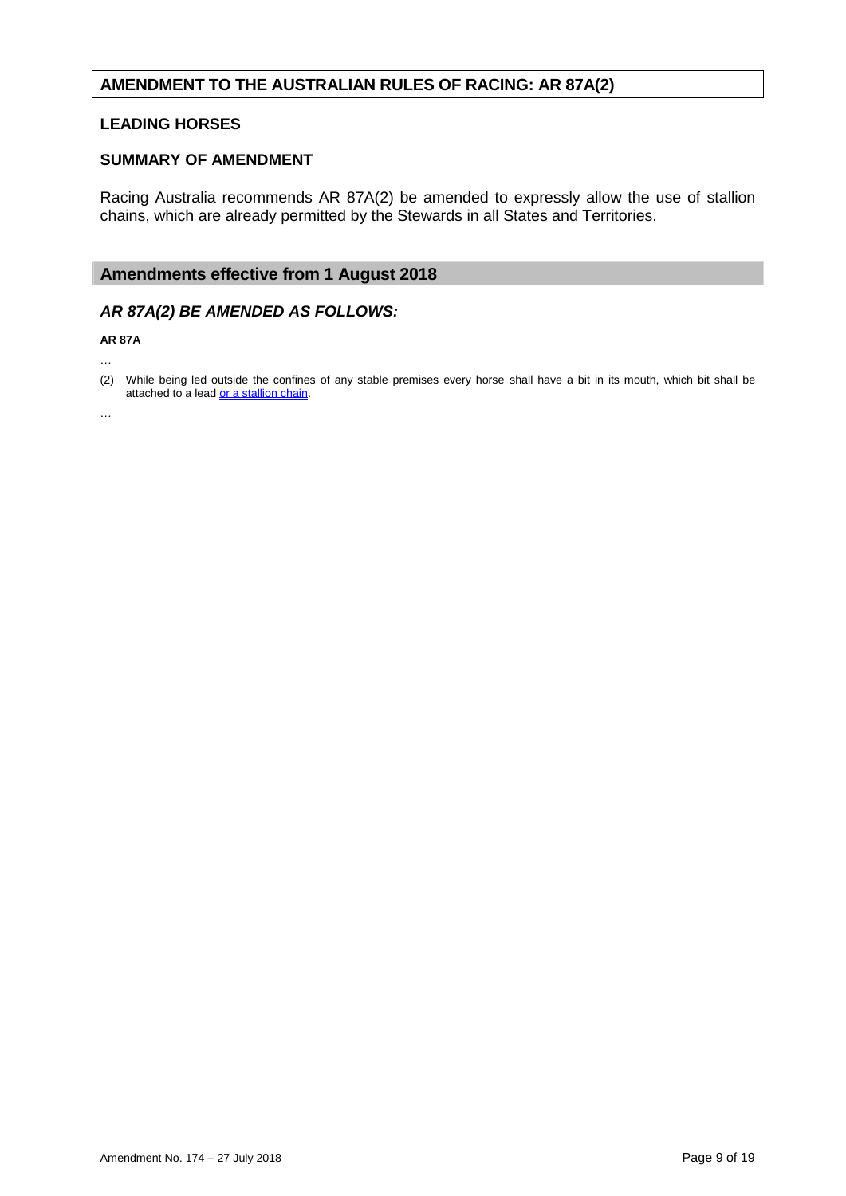## AMENDMENT TO THE AUSTRALIAN RULES OF RACING: AR 87A(2)

### LEADING HORSES

### SUMMARY OF AMENDMENT

Racing Australia recommends AR 87A(2) be amended to expressly allow the use of stallion chains, which are already permitted by the Stewards in all States and Territories.

## Amendments effective from 1 August 2018

### *AR 87A(2) BE AMENDED AS FOLLOWS:*

**AR 87A**

…

(2) While being led outside the confines of any stable premises every horse shall have a bit in its mouth, which bit shall be attached to a lead <u>or a stallion chain</u>.

…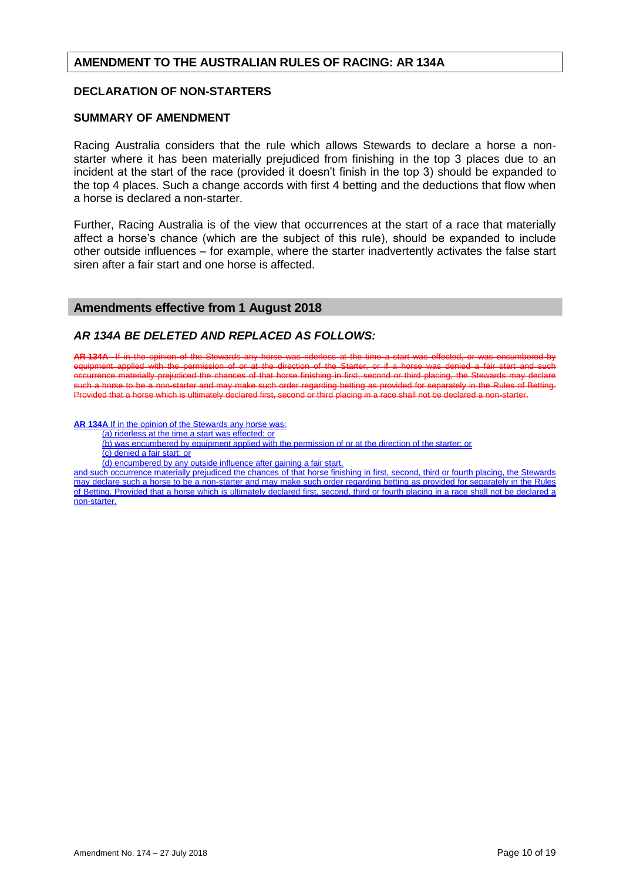## AMENDMENT TO THE AUSTRALIAN RULES OF RACING: AR 134A

### DECLARATION OF NON-STARTERS

### SUMMARY OF AMENDMENT

Racing Australia considers that the rule which allows Stewards to declare a horse a non-starter where it has been materially prejudiced from finishing in the top 3 places due to an incident at the start of the race (provided it doesn't finish in the top 3) should be expanded to the top 4 places. Such a change accords with first 4 betting and the deductions that flow when a horse is declared a non-starter.

Further, Racing Australia is of the view that occurrences at the start of a race that materially affect a horse's chance (which are the subject of this rule), should be expanded to include other outside influences – for example, where the starter inadvertently activates the false start siren after a fair start and one horse is affected.

## Amendments effective from 1 August 2018

### *AR 134A BE DELETED AND REPLACED AS FOLLOWS:*

~~**AR 134A** If in the opinion of the Stewards any horse was riderless at the time a start was effected, or was encumbered by equipment applied with the permission of or at the direction of the Starter, or if a horse was denied a fair start and such occurrence materially prejudiced the chances of that horse finishing in first, second or third placing, the Stewards may declare such a horse to be a non-starter and may make such order regarding betting as provided for separately in the Rules of Betting. Provided that a horse which is ultimately declared first, second or third placing in a race shall not be declared a non-starter.~~

**AR 134A** If in the opinion of the Stewards any horse was:

(a) riderless at the time a start was effected; or

(b) was encumbered by equipment applied with the permission of or at the direction of the starter; or

(c) denied a fair start; or

(d) encumbered by any outside influence after gaining a fair start,

and such occurrence materially prejudiced the chances of that horse finishing in first, second, third or fourth placing, the Stewards may declare such a horse to be a non-starter and may make such order regarding betting as provided for separately in the Rules of Betting. Provided that a horse which is ultimately declared first, second, third or fourth placing in a race shall not be declared a non-starter.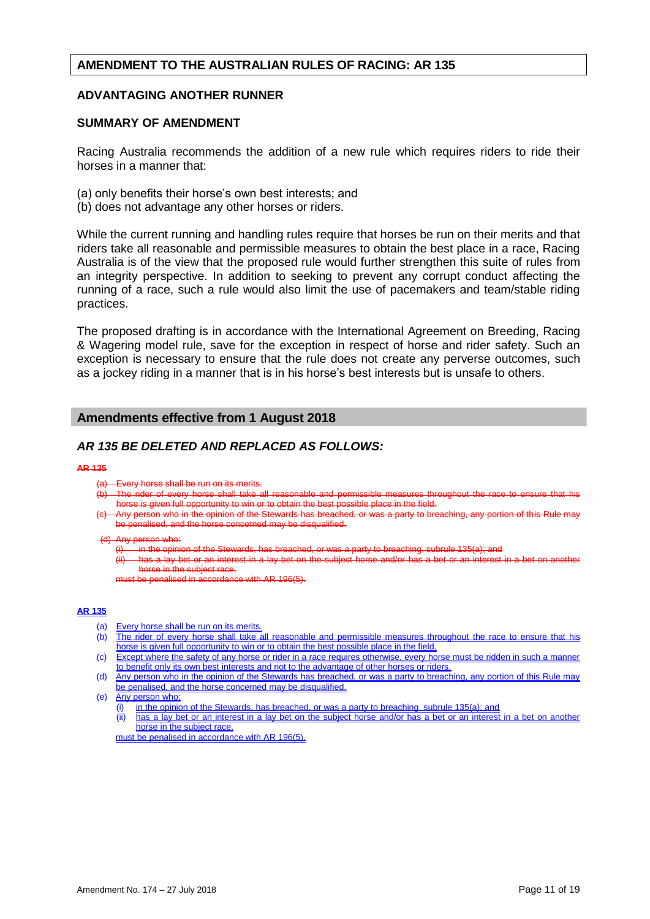## AMENDMENT TO THE AUSTRALIAN RULES OF RACING: AR 135

### ADVANTAGING ANOTHER RUNNER

### SUMMARY OF AMENDMENT

Racing Australia recommends the addition of a new rule which requires riders to ride their horses in a manner that:

(a) only benefits their horse's own best interests; and
(b) does not advantage any other horses or riders.

While the current running and handling rules require that horses be run on their merits and that riders take all reasonable and permissible measures to obtain the best place in a race, Racing Australia is of the view that the proposed rule would further strengthen this suite of rules from an integrity perspective. In addition to seeking to prevent any corrupt conduct affecting the running of a race, such a rule would also limit the use of pacemakers and team/stable riding practices.

The proposed drafting is in accordance with the International Agreement on Breeding, Racing & Wagering model rule, save for the exception in respect of horse and rider safety. Such an exception is necessary to ensure that the rule does not create any perverse outcomes, such as a jockey riding in a manner that is in his horse's best interests but is unsafe to others.

## Amendments effective from 1 August 2018

### *AR 135 BE DELETED AND REPLACED AS FOLLOWS:*

~~**AR 135**~~

~~(a) Every horse shall be run on its merits.~~
~~(b) The rider of every horse shall take all reasonable and permissible measures throughout the race to ensure that his horse is given full opportunity to win or to obtain the best possible place in the field.~~
~~(c) Any person who in the opinion of the Stewards has breached, or was a party to breaching, any portion of this Rule may be penalised, and the horse concerned may be disqualified.~~
~~(d) Any person who:~~
~~(i) in the opinion of the Stewards, has breached, or was a party to breaching, subrule 135(a); and~~
~~(ii) has a lay bet or an interest in a lay bet on the subject horse and/or has a bet or an interest in a bet on another horse in the subject race,~~
~~must be penalised in accordance with AR 196(5).~~

**AR 135**

(a) Every horse shall be run on its merits.
(b) The rider of every horse shall take all reasonable and permissible measures throughout the race to ensure that his horse is given full opportunity to win or to obtain the best possible place in the field.
(c) Except where the safety of any horse or rider in a race requires otherwise, every horse must be ridden in such a manner to benefit only its own best interests and not to the advantage of other horses or riders.
(d) Any person who in the opinion of the Stewards has breached, or was a party to breaching, any portion of this Rule may be penalised, and the horse concerned may be disqualified.
(e) Any person who:
(i) in the opinion of the Stewards, has breached, or was a party to breaching, subrule 135(a); and
(ii) has a lay bet or an interest in a lay bet on the subject horse and/or has a bet or an interest in a bet on another horse in the subject race,
must be penalised in accordance with AR 196(5).

Amendment No. 174 – 27 July 2018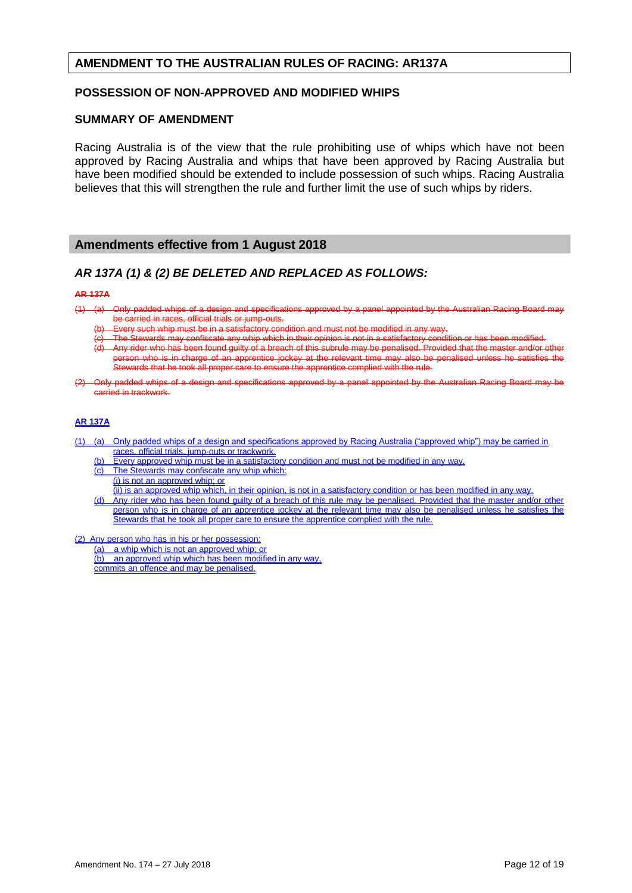## AMENDMENT TO THE AUSTRALIAN RULES OF RACING: AR137A

### POSSESSION OF NON-APPROVED AND MODIFIED WHIPS

### SUMMARY OF AMENDMENT

Racing Australia is of the view that the rule prohibiting use of whips which have not been approved by Racing Australia and whips that have been approved by Racing Australia but have been modified should be extended to include possession of such whips. Racing Australia believes that this will strengthen the rule and further limit the use of such whips by riders.

## Amendments effective from 1 August 2018

### *AR 137A (1) & (2) BE DELETED AND REPLACED AS FOLLOWS:*

~~**AR 137A**~~

~~(1) (a) Only padded whips of a design and specifications approved by a panel appointed by the Australian Racing Board may be carried in races, official trials or jump-outs.~~

~~(b) Every such whip must be in a satisfactory condition and must not be modified in any way.~~

~~(c) The Stewards may confiscate any whip which in their opinion is not in a satisfactory condition or has been modified.~~

~~(d) Any rider who has been found guilty of a breach of this subrule may be penalised. Provided that the master and/or other person who is in charge of an apprentice jockey at the relevant time may also be penalised unless he satisfies the Stewards that he took all proper care to ensure the apprentice complied with the rule.~~

~~(2) Only padded whips of a design and specifications approved by a panel appointed by the Australian Racing Board may be carried in trackwork.~~

**AR 137A**

(1) (a) Only padded whips of a design and specifications approved by Racing Australia ("approved whip") may be carried in races, official trials, jump-outs or trackwork.

(b) Every approved whip must be in a satisfactory condition and must not be modified in any way.

(c) The Stewards may confiscate any whip which:

(i) is not an approved whip; or

(ii) is an approved whip which, in their opinion, is not in a satisfactory condition or has been modified in any way.

(d) Any rider who has been found guilty of a breach of this rule may be penalised. Provided that the master and/or other person who is in charge of an apprentice jockey at the relevant time may also be penalised unless he satisfies the Stewards that he took all proper care to ensure the apprentice complied with the rule.

(2) Any person who has in his or her possession:

(a) a whip which is not an approved whip; or

(b) an approved whip which has been modified in any way,

commits an offence and may be penalised.

Amendment No. 174 – 27 July 2018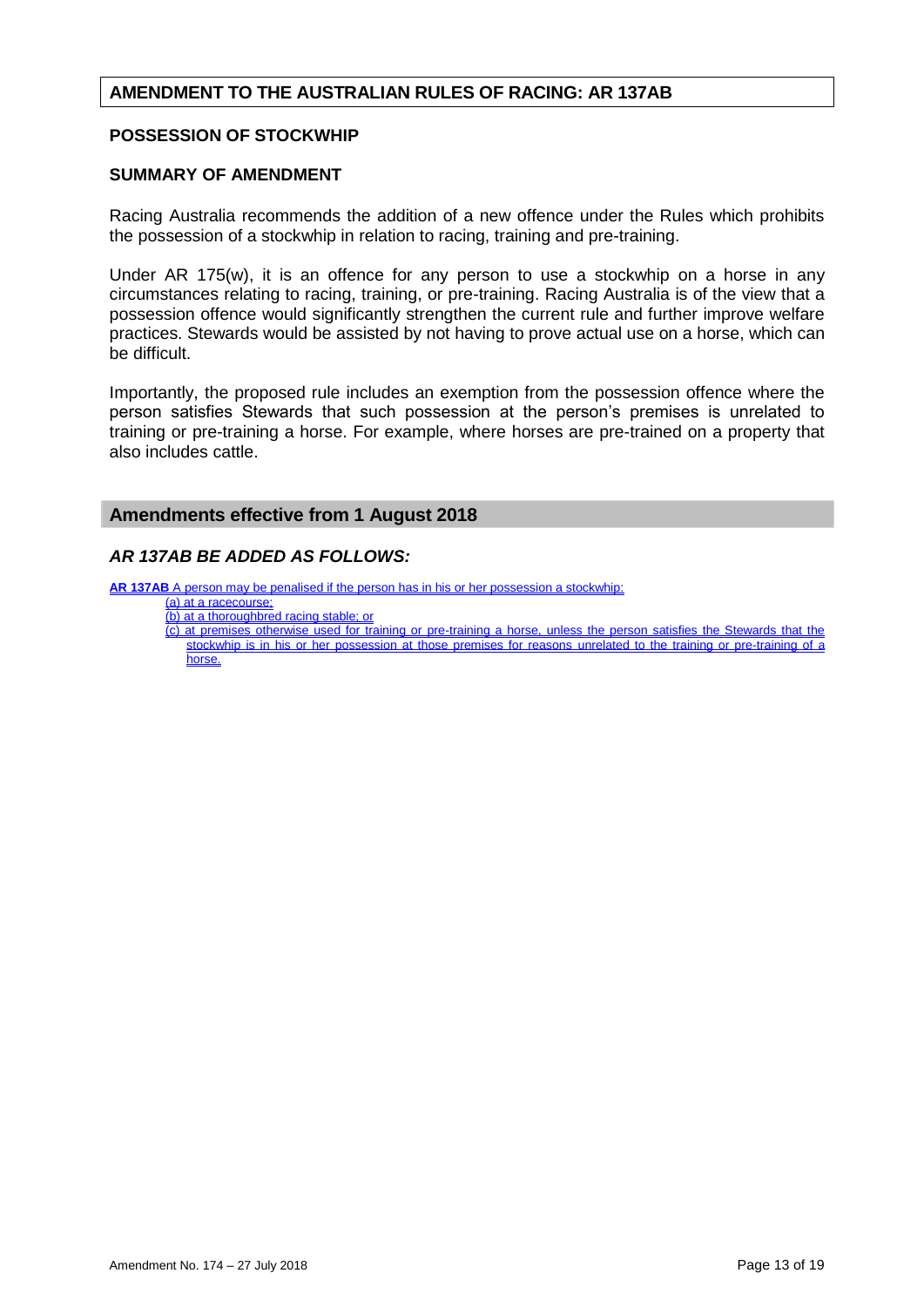## AMENDMENT TO THE AUSTRALIAN RULES OF RACING: AR 137AB

### POSSESSION OF STOCKWHIP

### SUMMARY OF AMENDMENT

Racing Australia recommends the addition of a new offence under the Rules which prohibits the possession of a stockwhip in relation to racing, training and pre-training.

Under AR 175(w), it is an offence for any person to use a stockwhip on a horse in any circumstances relating to racing, training, or pre-training. Racing Australia is of the view that a possession offence would significantly strengthen the current rule and further improve welfare practices. Stewards would be assisted by not having to prove actual use on a horse, which can be difficult.

Importantly, the proposed rule includes an exemption from the possession offence where the person satisfies Stewards that such possession at the person's premises is unrelated to training or pre-training a horse. For example, where horses are pre-trained on a property that also includes cattle.

## Amendments effective from 1 August 2018

### *AR 137AB BE ADDED AS FOLLOWS:*

**AR 137AB** A person may be penalised if the person has in his or her possession a stockwhip:

(a) at a racecourse;

(b) at a thoroughbred racing stable; or

(c) at premises otherwise used for training or pre-training a horse, unless the person satisfies the Stewards that the stockwhip is in his or her possession at those premises for reasons unrelated to the training or pre-training of a horse.

Amendment No. 174 – 27 July 2018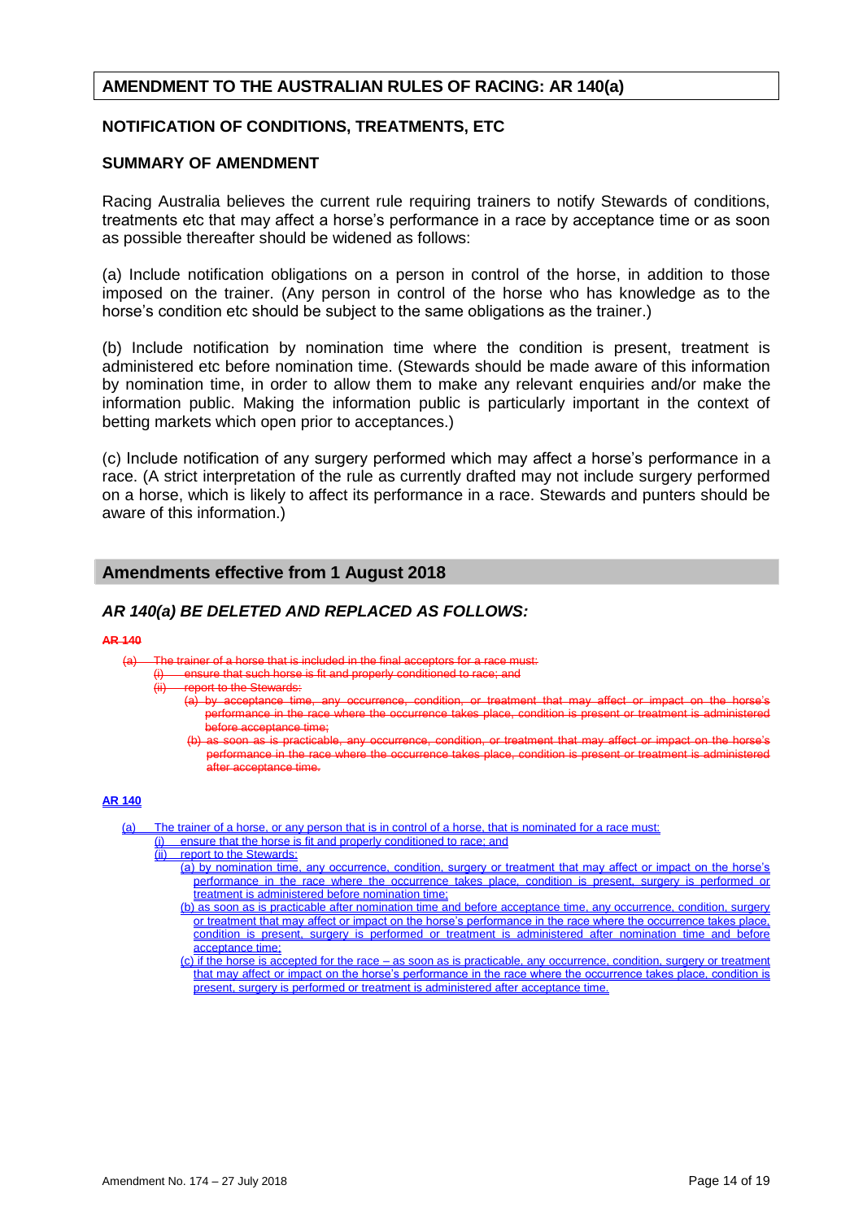## AMENDMENT TO THE AUSTRALIAN RULES OF RACING: AR 140(a)

### NOTIFICATION OF CONDITIONS, TREATMENTS, ETC

### SUMMARY OF AMENDMENT

Racing Australia believes the current rule requiring trainers to notify Stewards of conditions, treatments etc that may affect a horse's performance in a race by acceptance time or as soon as possible thereafter should be widened as follows:

(a) Include notification obligations on a person in control of the horse, in addition to those imposed on the trainer. (Any person in control of the horse who has knowledge as to the horse's condition etc should be subject to the same obligations as the trainer.)

(b) Include notification by nomination time where the condition is present, treatment is administered etc before nomination time. (Stewards should be made aware of this information by nomination time, in order to allow them to make any relevant enquiries and/or make the information public. Making the information public is particularly important in the context of betting markets which open prior to acceptances.)

(c) Include notification of any surgery performed which may affect a horse's performance in a race. (A strict interpretation of the rule as currently drafted may not include surgery performed on a horse, which is likely to affect its performance in a race. Stewards and punters should be aware of this information.)

## Amendments effective from 1 August 2018

### *AR 140(a) BE DELETED AND REPLACED AS FOLLOWS:*

~~**AR 140**~~

~~(a) The trainer of a horse that is included in the final acceptors for a race must:~~
~~(i) ensure that such horse is fit and properly conditioned to race; and~~
~~(ii) report to the Stewards:~~
~~(a) by acceptance time, any occurrence, condition, or treatment that may affect or impact on the horse's performance in the race where the occurrence takes place, condition is present or treatment is administered before acceptance time;~~
~~(b) as soon as is practicable, any occurrence, condition, or treatment that may affect or impact on the horse's performance in the race where the occurrence takes place, condition is present or treatment is administered after acceptance time.~~

**AR 140**

(a) The trainer of a horse, or any person that is in control of a horse, that is nominated for a race must:
(i) ensure that the horse is fit and properly conditioned to race; and
(ii) report to the Stewards:
(a) by nomination time, any occurrence, condition, surgery or treatment that may affect or impact on the horse's performance in the race where the occurrence takes place, condition is present, surgery is performed or treatment is administered before nomination time;
(b) as soon as is practicable after nomination time and before acceptance time, any occurrence, condition, surgery or treatment that may affect or impact on the horse's performance in the race where the occurrence takes place, condition is present, surgery is performed or treatment is administered after nomination time and before acceptance time;
(c) if the horse is accepted for the race – as soon as is practicable, any occurrence, condition, surgery or treatment that may affect or impact on the horse's performance in the race where the occurrence takes place, condition is present, surgery is performed or treatment is administered after acceptance time.

Amendment No. 174 – 27 July 2018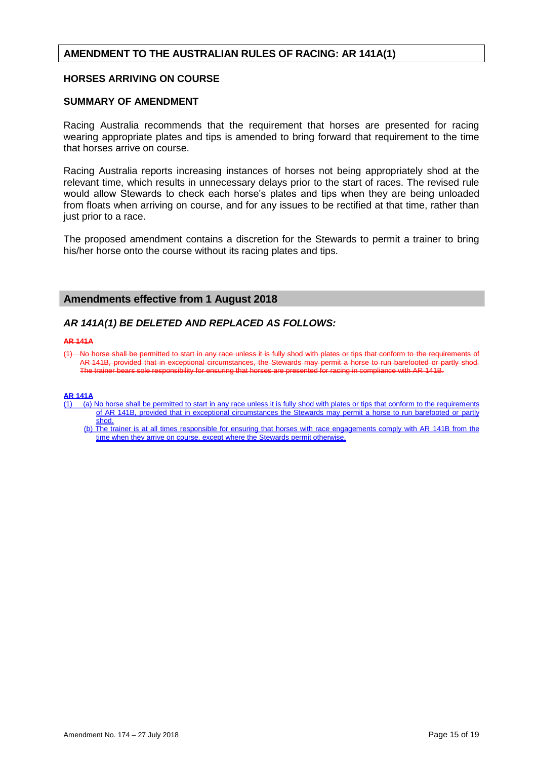## AMENDMENT TO THE AUSTRALIAN RULES OF RACING: AR 141A(1)

### HORSES ARRIVING ON COURSE

### SUMMARY OF AMENDMENT

Racing Australia recommends that the requirement that horses are presented for racing wearing appropriate plates and tips is amended to bring forward that requirement to the time that horses arrive on course.

Racing Australia reports increasing instances of horses not being appropriately shod at the relevant time, which results in unnecessary delays prior to the start of races. The revised rule would allow Stewards to check each horse's plates and tips when they are being unloaded from floats when arriving on course, and for any issues to be rectified at that time, rather than just prior to a race.

The proposed amendment contains a discretion for the Stewards to permit a trainer to bring his/her horse onto the course without its racing plates and tips.

## Amendments effective from 1 August 2018

### *AR 141A(1) BE DELETED AND REPLACED AS FOLLOWS:*

~~**AR 141A**~~

~~(1) No horse shall be permitted to start in any race unless it is fully shod with plates or tips that conform to the requirements of AR 141B, provided that in exceptional circumstances, the Stewards may permit a horse to run barefooted or partly shod. The trainer bears sole responsibility for ensuring that horses are presented for racing in compliance with AR 141B.~~

<u>**AR 141A**</u>

<u>(1) (a) No horse shall be permitted to start in any race unless it is fully shod with plates or tips that conform to the requirements of AR 141B, provided that in exceptional circumstances the Stewards may permit a horse to run barefooted or partly shod.</u>

<u>(b) The trainer is at all times responsible for ensuring that horses with race engagements comply with AR 141B from the time when they arrive on course, except where the Stewards permit otherwise.</u>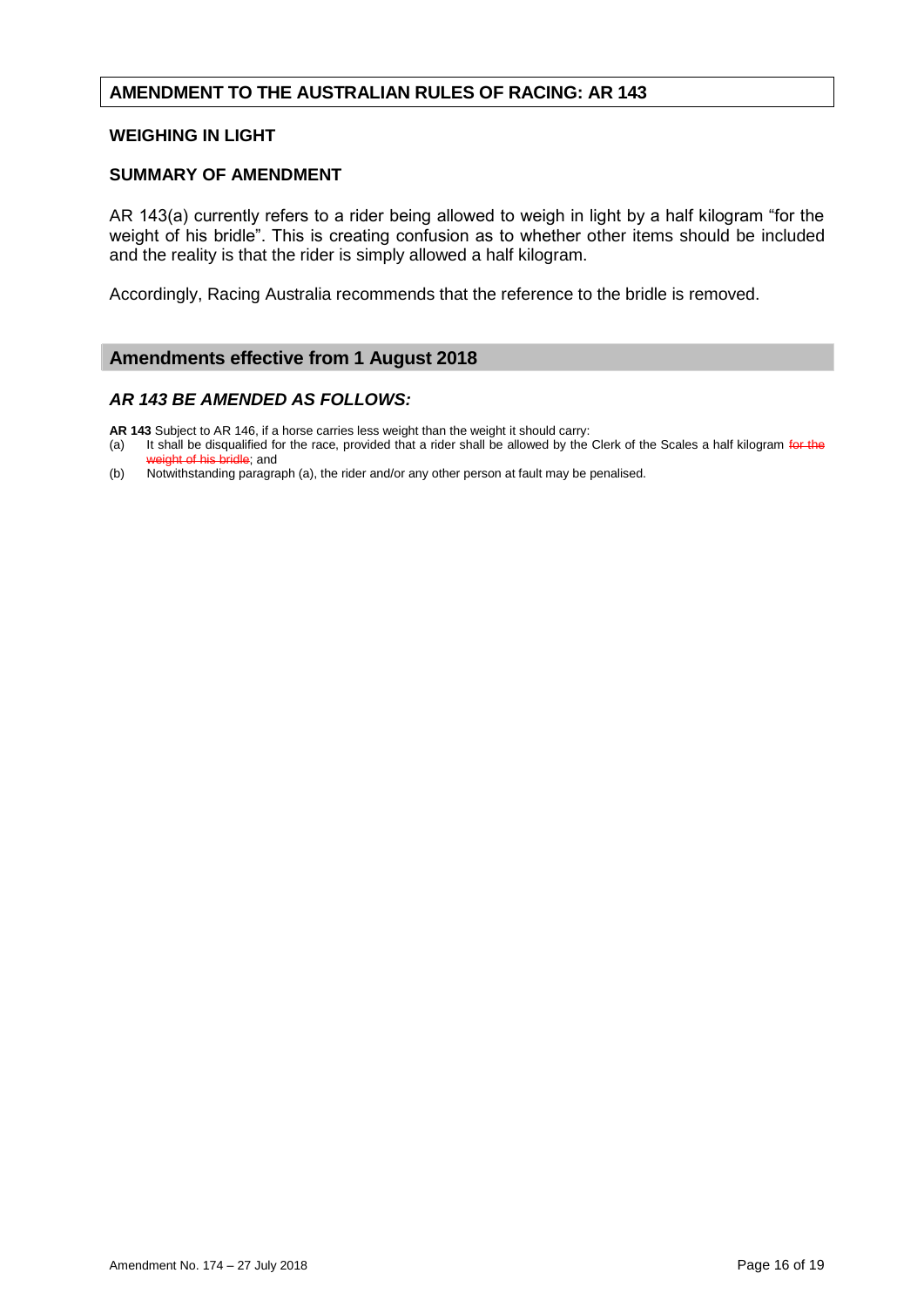## AMENDMENT TO THE AUSTRALIAN RULES OF RACING: AR 143

### WEIGHING IN LIGHT

### SUMMARY OF AMENDMENT

AR 143(a) currently refers to a rider being allowed to weigh in light by a half kilogram "for the weight of his bridle". This is creating confusion as to whether other items should be included and the reality is that the rider is simply allowed a half kilogram.

Accordingly, Racing Australia recommends that the reference to the bridle is removed.

## Amendments effective from 1 August 2018

### *AR 143 BE AMENDED AS FOLLOWS:*

**AR 143** Subject to AR 146, if a horse carries less weight than the weight it should carry:

(a) It shall be disqualified for the race, provided that a rider shall be allowed by the Clerk of the Scales a half kilogram ~~for the weight of his bridle~~; and

(b) Notwithstanding paragraph (a), the rider and/or any other person at fault may be penalised.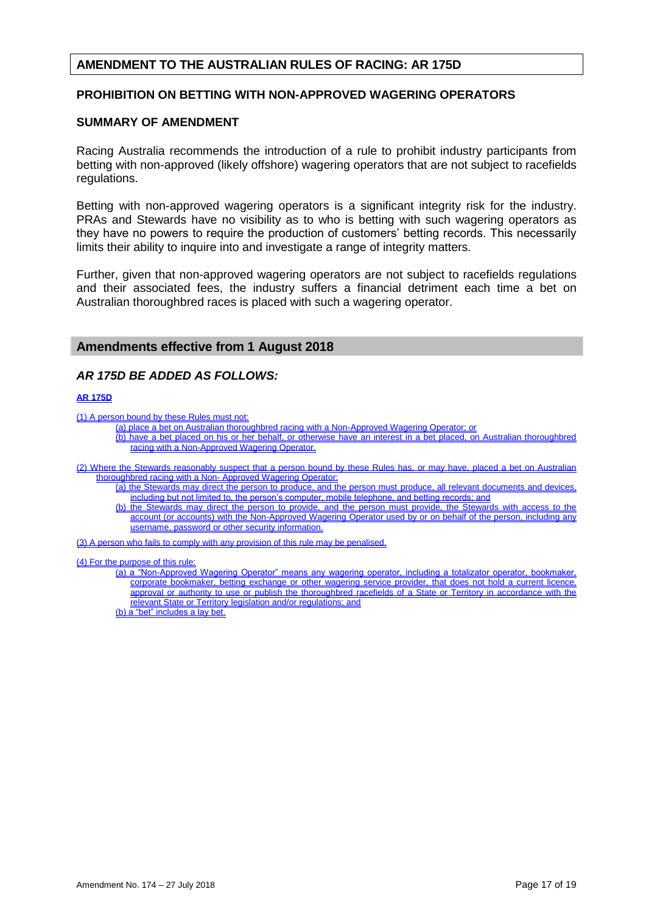## AMENDMENT TO THE AUSTRALIAN RULES OF RACING: AR 175D

### PROHIBITION ON BETTING WITH NON-APPROVED WAGERING OPERATORS

### SUMMARY OF AMENDMENT

Racing Australia recommends the introduction of a rule to prohibit industry participants from betting with non-approved (likely offshore) wagering operators that are not subject to racefields regulations.

Betting with non-approved wagering operators is a significant integrity risk for the industry. PRAs and Stewards have no visibility as to who is betting with such wagering operators as they have no powers to require the production of customers' betting records. This necessarily limits their ability to inquire into and investigate a range of integrity matters.

Further, given that non-approved wagering operators are not subject to racefields regulations and their associated fees, the industry suffers a financial detriment each time a bet on Australian thoroughbred races is placed with such a wagering operator.

## Amendments effective from 1 August 2018

### *AR 175D BE ADDED AS FOLLOWS:*

**AR 175D**

(1) A person bound by these Rules must not:

- (a) place a bet on Australian thoroughbred racing with a Non-Approved Wagering Operator; or
- (b) have a bet placed on his or her behalf, or otherwise have an interest in a bet placed, on Australian thoroughbred racing with a Non-Approved Wagering Operator.

(2) Where the Stewards reasonably suspect that a person bound by these Rules has, or may have, placed a bet on Australian thoroughbred racing with a Non- Approved Wagering Operator:

- (a) the Stewards may direct the person to produce, and the person must produce, all relevant documents and devices, including but not limited to, the person's computer, mobile telephone, and betting records; and
- (b) the Stewards may direct the person to provide, and the person must provide, the Stewards with access to the account (or accounts) with the Non-Approved Wagering Operator used by or on behalf of the person, including any username, password or other security information.

(3) A person who fails to comply with any provision of this rule may be penalised.

(4) For the purpose of this rule:

- (a) a "Non-Approved Wagering Operator" means any wagering operator, including a totalizator operator, bookmaker, corporate bookmaker, betting exchange or other wagering service provider, that does not hold a current licence, approval or authority to use or publish the thoroughbred racefields of a State or Territory in accordance with the relevant State or Territory legislation and/or regulations; and
- (b) a "bet" includes a lay bet.

Amendment No. 174 – 27 July 2018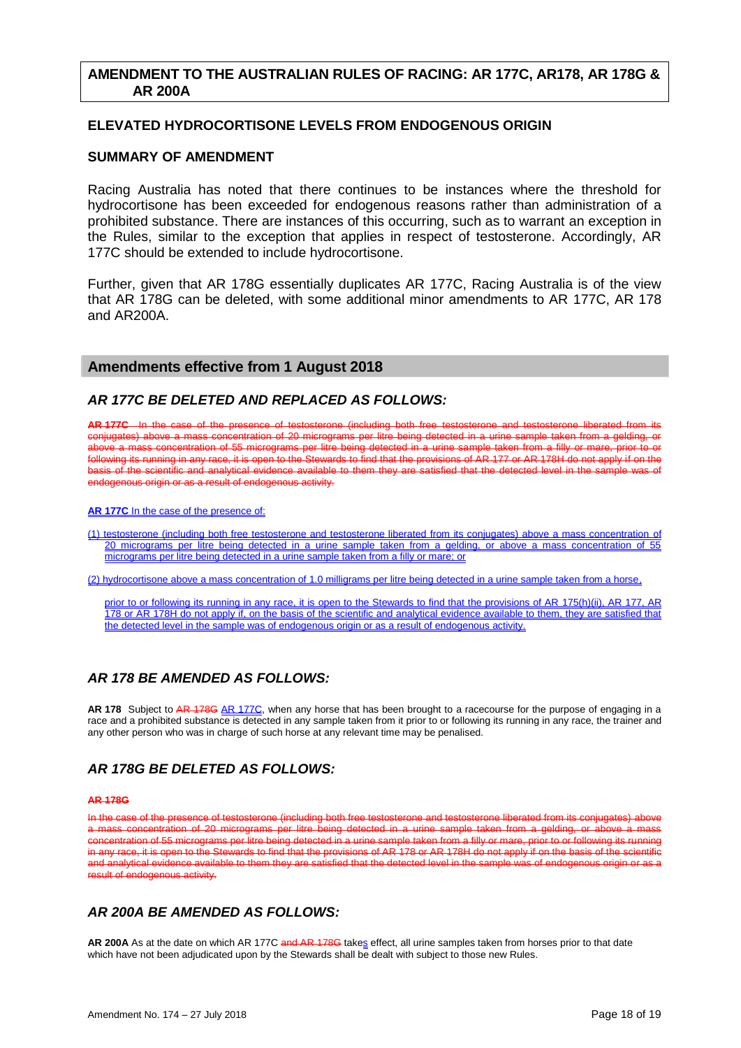## AMENDMENT TO THE AUSTRALIAN RULES OF RACING: AR 177C, AR178, AR 178G & AR 200A

### ELEVATED HYDROCORTISONE LEVELS FROM ENDOGENOUS ORIGIN

### SUMMARY OF AMENDMENT

Racing Australia has noted that there continues to be instances where the threshold for hydrocortisone has been exceeded for endogenous reasons rather than administration of a prohibited substance. There are instances of this occurring, such as to warrant an exception in the Rules, similar to the exception that applies in respect of testosterone. Accordingly, AR 177C should be extended to include hydrocortisone.

Further, given that AR 178G essentially duplicates AR 177C, Racing Australia is of the view that AR 178G can be deleted, with some additional minor amendments to AR 177C, AR 178 and AR200A.

## Amendments effective from 1 August 2018

### *AR 177C BE DELETED AND REPLACED AS FOLLOWS:*

~~**AR 177C** In the case of the presence of testosterone (including both free testosterone and testosterone liberated from its conjugates) above a mass concentration of 20 micrograms per litre being detected in a urine sample taken from a gelding, or above a mass concentration of 55 micrograms per litre being detected in a urine sample taken from a filly or mare, prior to or following its running in any race, it is open to the Stewards to find that the provisions of AR 177 or AR 178H do not apply if on the basis of the scientific and analytical evidence available to them they are satisfied that the detected level in the sample was of endogenous origin or as a result of endogenous activity.~~

**AR 177C** In the case of the presence of:

(1) testosterone (including both free testosterone and testosterone liberated from its conjugates) above a mass concentration of 20 micrograms per litre being detected in a urine sample taken from a gelding, or above a mass concentration of 55 micrograms per litre being detected in a urine sample taken from a filly or mare; or

(2) hydrocortisone above a mass concentration of 1.0 milligrams per litre being detected in a urine sample taken from a horse,

prior to or following its running in any race, it is open to the Stewards to find that the provisions of AR 175(h)(ii), AR 177, AR 178 or AR 178H do not apply if, on the basis of the scientific and analytical evidence available to them, they are satisfied that the detected level in the sample was of endogenous origin or as a result of endogenous activity.

### *AR 178 BE AMENDED AS FOLLOWS:*

**AR 178** Subject to ~~AR 178G~~ AR 177C, when any horse that has been brought to a racecourse for the purpose of engaging in a race and a prohibited substance is detected in any sample taken from it prior to or following its running in any race, the trainer and any other person who was in charge of such horse at any relevant time may be penalised.

### *AR 178G BE DELETED AS FOLLOWS:*

~~**AR 178G**~~

~~In the case of the presence of testosterone (including both free testosterone and testosterone liberated from its conjugates) above a mass concentration of 20 micrograms per litre being detected in a urine sample taken from a gelding, or above a mass concentration of 55 micrograms per litre being detected in a urine sample taken from a filly or mare, prior to or following its running in any race, it is open to the Stewards to find that the provisions of AR 178 or AR 178H do not apply if on the basis of the scientific and analytical evidence available to them they are satisfied that the detected level in the sample was of endogenous origin or as a result of endogenous activity.~~

### *AR 200A BE AMENDED AS FOLLOWS:*

**AR 200A** As at the date on which AR 177C ~~and AR 178G~~ takes effect, all urine samples taken from horses prior to that date which have not been adjudicated upon by the Stewards shall be dealt with subject to those new Rules.

Amendment No. 174 – 27 July 2018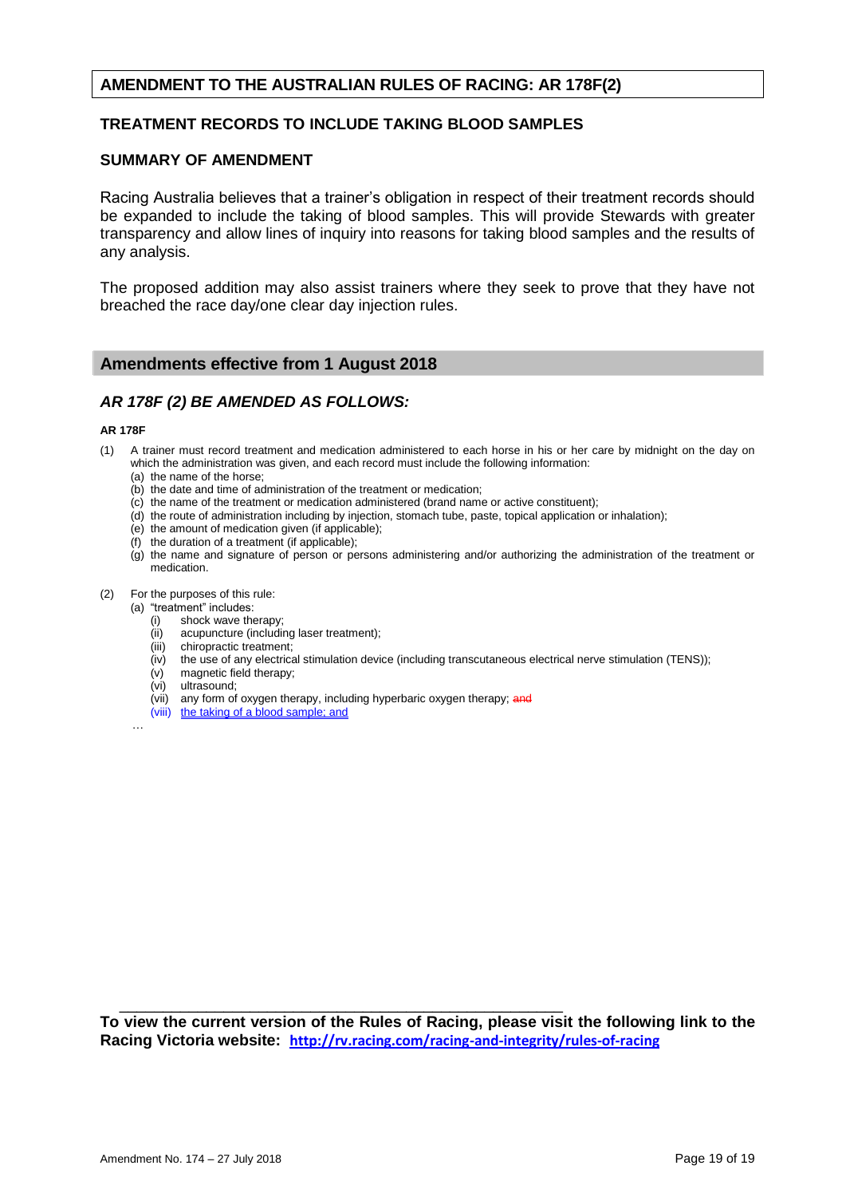## AMENDMENT TO THE AUSTRALIAN RULES OF RACING: AR 178F(2)

### TREATMENT RECORDS TO INCLUDE TAKING BLOOD SAMPLES

### SUMMARY OF AMENDMENT

Racing Australia believes that a trainer's obligation in respect of their treatment records should be expanded to include the taking of blood samples. This will provide Stewards with greater transparency and allow lines of inquiry into reasons for taking blood samples and the results of any analysis.

The proposed addition may also assist trainers where they seek to prove that they have not breached the race day/one clear day injection rules.

## Amendments effective from 1 August 2018

### *AR 178F (2) BE AMENDED AS FOLLOWS:*

**AR 178F**

(1) A trainer must record treatment and medication administered to each horse in his or her care by midnight on the day on which the administration was given, and each record must include the following information:
   - (a) the name of the horse;
   - (b) the date and time of administration of the treatment or medication;
   - (c) the name of the treatment or medication administered (brand name or active constituent);
   - (d) the route of administration including by injection, stomach tube, paste, topical application or inhalation);
   - (e) the amount of medication given (if applicable);
   - (f) the duration of a treatment (if applicable);
   - (g) the name and signature of person or persons administering and/or authorizing the administration of the treatment or medication.

(2) For the purposes of this rule:
   - (a) "treatment" includes:
     - (i) shock wave therapy;
     - (ii) acupuncture (including laser treatment);
     - (iii) chiropractic treatment;
     - (iv) the use of any electrical stimulation device (including transcutaneous electrical nerve stimulation (TENS));
     - (v) magnetic field therapy;
     - (vi) ultrasound;
     - (vii) any form of oxygen therapy, including hyperbaric oxygen therapy; ~~and~~
     - (viii) the taking of a blood sample; and

…

---

**To view the current version of the Rules of Racing, please visit the following link to the Racing Victoria website: http://rv.racing.com/racing-and-integrity/rules-of-racing**

Amendment No. 174 – 27 July 2018